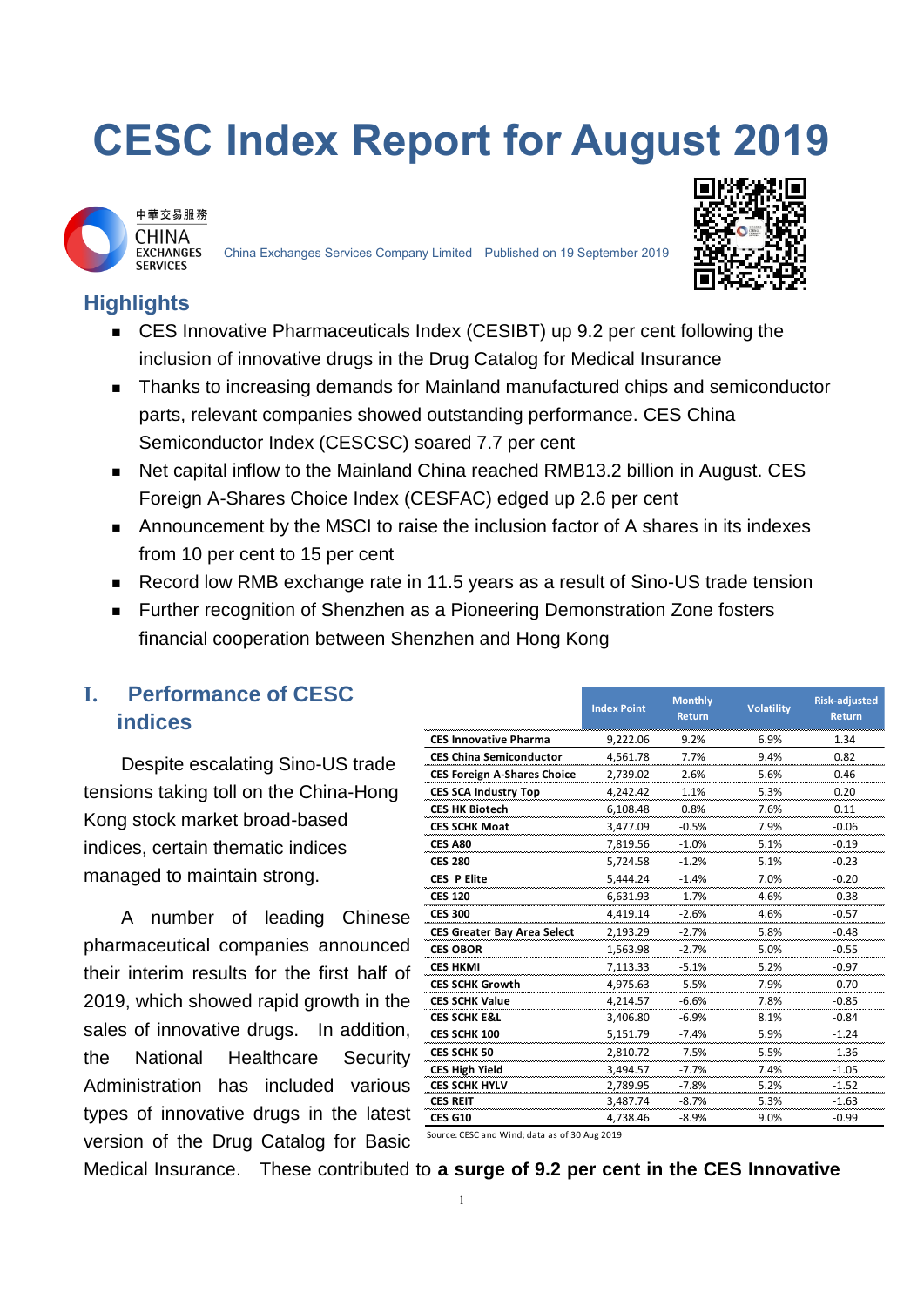# CESC Index Report for August 2019

中華交易服務 CHINA EXCHANGES SERVICES

China Exchanges Services Company Limited Published on 19 September 2019

## Highlights

- CES Innovative Pharmaceuticals Index (CESIBT) up 9.2 per cent following the inclusion of innovative drugs in the Drug Catalog for Medical Insurance
- Thanks to increasing demands for Mainland manufactured chips and semiconductor parts, relevant companies showed outstanding performance. CES China Semiconductor Index (CESCSC) soared 7.7 per cent
- Net capital inflow to the Mainland China reached RMB13.2 billion in August. CES Foreign A-Shares Choice Index (CESFAC) edged up 2.6 per cent
- Announcement by the MSCI to raise the inclusion factor of A shares in its indexes from 10 per cent to 15 per cent
- Record low RMB exchange rate in 11.5 years as a result of Sino-US trade tension
- Further recognition of Shenzhen as a Pioneering Demonstration Zone fosters financial cooperation between Shenzhen and Hong Kong

## I. Performance of CESC indices

Despite escalating Sino-US trade tensions taking toll on the China-Hong Kong stock market broad-based indices, certain thematic indices managed to maintain strong.

A number of leading Chinese pharmaceutical companies announced their interim results for the first half of 2019, which showed rapid growth in the sales of innovative drugs. In addition, the National Healthcare Security Administration has included various types of innovative drugs in the latest version of the Drug Catalog for Basic Medical Insurance. These contributed to **a surge of 9.2 per cent in the CES Innovative**

| | Index Point | Monthly Return | Volatility | Risk-adjusted Return |
|---|---|---|---|---|
| **CES Innovative Pharma** | 9,222.06 | 9.2% | 6.9% | 1.34 |
| **CES China Semiconductor** | 4,561.78 | 7.7% | 9.4% | 0.82 |
| **CES Foreign A-Shares Choice** | 2,739.02 | 2.6% | 5.6% | 0.46 |
| **CES SCA Industry Top** | 4,242.42 | 1.1% | 5.3% | 0.20 |
| **CES HK Biotech** | 6,108.48 | 0.8% | 7.6% | 0.11 |
| **CES SCHK Moat** | 3,477.09 | -0.5% | 7.9% | -0.06 |
| **CES A80** | 7,819.56 | -1.0% | 5.1% | -0.19 |
| **CES 280** | 5,724.58 | -1.2% | 5.1% | -0.23 |
| **CES P Elite** | 5,444.24 | -1.4% | 7.0% | -0.20 |
| **CES 120** | 6,631.93 | -1.7% | 4.6% | -0.38 |
| **CES 300** | 4,419.14 | -2.6% | 4.6% | -0.57 |
| **CES Greater Bay Area Select** | 2,193.29 | -2.7% | 5.8% | -0.48 |
| **CES OBOR** | 1,563.98 | -2.7% | 5.0% | -0.55 |
| **CES HKMI** | 7,113.33 | -5.1% | 5.2% | -0.97 |
| **CES SCHK Growth** | 4,975.63 | -5.5% | 7.9% | -0.70 |
| **CES SCHK Value** | 4,214.57 | -6.6% | 7.8% | -0.85 |
| **CES SCHK E&L** | 3,406.80 | -6.9% | 8.1% | -0.84 |
| **CES SCHK 100** | 5,151.79 | -7.4% | 5.9% | -1.24 |
| **CES SCHK 50** | 2,810.72 | -7.5% | 5.5% | -1.36 |
| **CES High Yield** | 3,494.57 | -7.7% | 7.4% | -1.05 |
| **CES SCHK HYLV** | 2,789.95 | -7.8% | 5.2% | -1.52 |
| **CES REIT** | 3,487.74 | -8.7% | 5.3% | -1.63 |
| **CES G10** | 4,738.46 | -8.9% | 9.0% | -0.99 |

Source: CESC and Wind; data as of 30 Aug 2019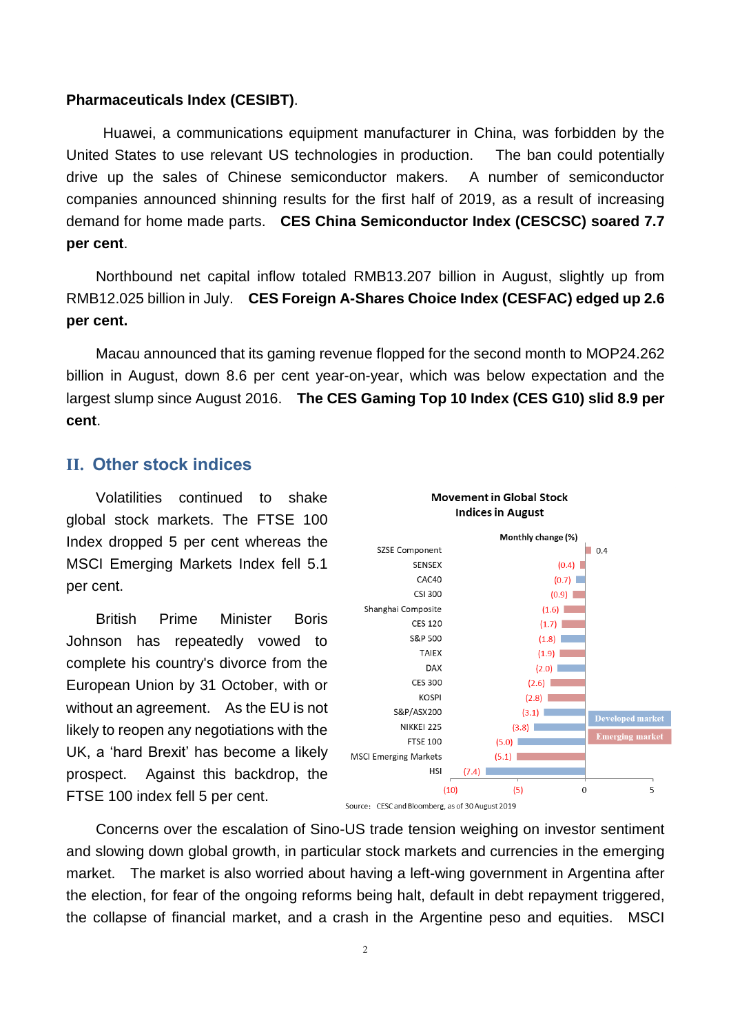**Pharmaceuticals Index (CESIBT)**.

Huawei, a communications equipment manufacturer in China, was forbidden by the United States to use relevant US technologies in production. The ban could potentially drive up the sales of Chinese semiconductor makers. A number of semiconductor companies announced shinning results for the first half of 2019, as a result of increasing demand for home made parts. **CES China Semiconductor Index (CESCSC) soared 7.7 per cent**.

Northbound net capital inflow totaled RMB13.207 billion in August, slightly up from RMB12.025 billion in July. **CES Foreign A-Shares Choice Index (CESFAC) edged up 2.6 per cent.**

Macau announced that its gaming revenue flopped for the second month to MOP24.262 billion in August, down 8.6 per cent year-on-year, which was below expectation and the largest slump since August 2016. **The CES Gaming Top 10 Index (CES G10) slid 8.9 per cent**.

## II. Other stock indices

Volatilities continued to shake global stock markets. The FTSE 100 Index dropped 5 per cent whereas the MSCI Emerging Markets Index fell 5.1 per cent.

British Prime Minister Boris Johnson has repeatedly vowed to complete his country's divorce from the European Union by 31 October, with or without an agreement. As the EU is not likely to reopen any negotiations with the UK, a 'hard Brexit' has become a likely prospect. Against this backdrop, the FTSE 100 index fell 5 per cent.

**Movement in Global Stock Indices in August**

| Index | Monthly change (%) | Market |
|---|---|---|
| SZSE Component | 0.4 | Emerging market |
| SENSEX | (0.4) | Emerging market |
| CAC40 | (0.7) | Developed market |
| CSI 300 | (0.9) | Emerging market |
| Shanghai Composite | (1.6) | Emerging market |
| CES 120 | (1.7) | Emerging market |
| S&P 500 | (1.8) | Developed market |
| TAIEX | (1.9) | Emerging market |
| DAX | (2.0) | Developed market |
| CES 300 | (2.6) | Emerging market |
| KOSPI | (2.8) | Emerging market |
| S&P/ASX200 | (3.1) | Developed market |
| NIKKEI 225 | (3.8) | Developed market |
| FTSE 100 | (5.0) | Developed market |
| MSCI Emerging Markets | (5.1) | Emerging market |
| HSI | (7.4) | Developed market |

Source: CESC and Bloomberg, as of 30 August 2019

Concerns over the escalation of Sino-US trade tension weighing on investor sentiment and slowing down global growth, in particular stock markets and currencies in the emerging market. The market is also worried about having a left-wing government in Argentina after the election, for fear of the ongoing reforms being halt, default in debt repayment triggered, the collapse of financial market, and a crash in the Argentine peso and equities. MSCI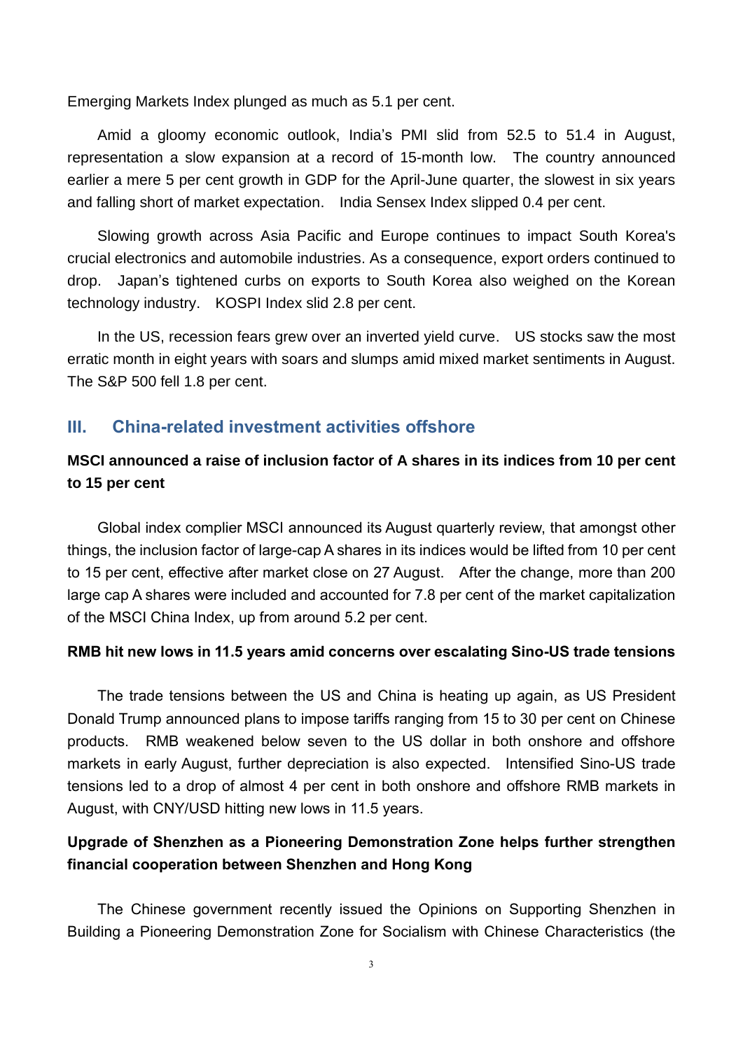Emerging Markets Index plunged as much as 5.1 per cent.

Amid a gloomy economic outlook, India's PMI slid from 52.5 to 51.4 in August, representation a slow expansion at a record of 15-month low. The country announced earlier a mere 5 per cent growth in GDP for the April-June quarter, the slowest in six years and falling short of market expectation. India Sensex Index slipped 0.4 per cent.

Slowing growth across Asia Pacific and Europe continues to impact South Korea's crucial electronics and automobile industries. As a consequence, export orders continued to drop. Japan's tightened curbs on exports to South Korea also weighed on the Korean technology industry. KOSPI Index slid 2.8 per cent.

In the US, recession fears grew over an inverted yield curve. US stocks saw the most erratic month in eight years with soars and slumps amid mixed market sentiments in August. The S&P 500 fell 1.8 per cent.

## III. China-related investment activities offshore

### MSCI announced a raise of inclusion factor of A shares in its indices from 10 per cent to 15 per cent

Global index complier MSCI announced its August quarterly review, that amongst other things, the inclusion factor of large-cap A shares in its indices would be lifted from 10 per cent to 15 per cent, effective after market close on 27 August. After the change, more than 200 large cap A shares were included and accounted for 7.8 per cent of the market capitalization of the MSCI China Index, up from around 5.2 per cent.

### RMB hit new lows in 11.5 years amid concerns over escalating Sino-US trade tensions

The trade tensions between the US and China is heating up again, as US President Donald Trump announced plans to impose tariffs ranging from 15 to 30 per cent on Chinese products. RMB weakened below seven to the US dollar in both onshore and offshore markets in early August, further depreciation is also expected. Intensified Sino-US trade tensions led to a drop of almost 4 per cent in both onshore and offshore RMB markets in August, with CNY/USD hitting new lows in 11.5 years.

### Upgrade of Shenzhen as a Pioneering Demonstration Zone helps further strengthen financial cooperation between Shenzhen and Hong Kong

The Chinese government recently issued the Opinions on Supporting Shenzhen in Building a Pioneering Demonstration Zone for Socialism with Chinese Characteristics (the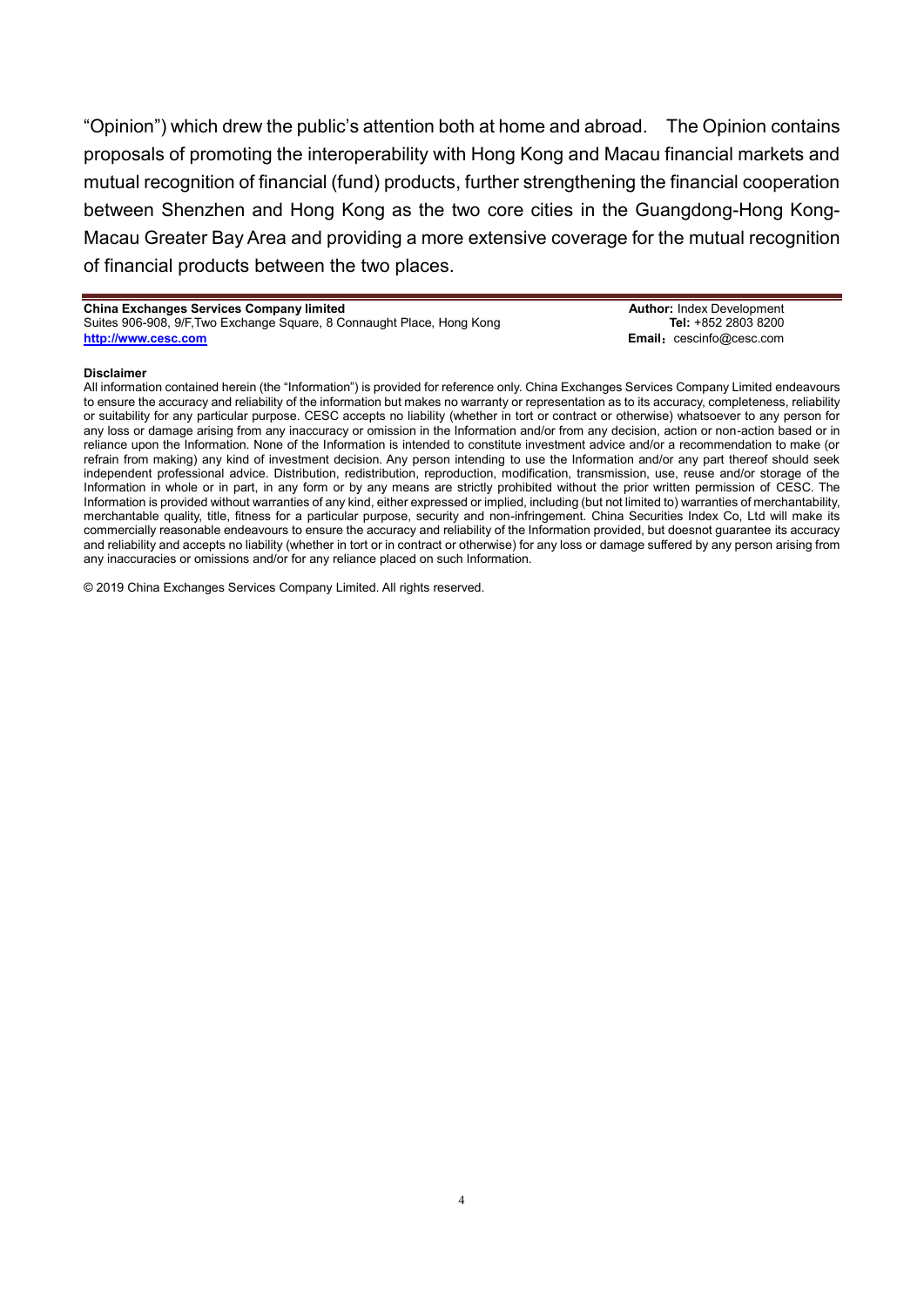"Opinion") which drew the public's attention both at home and abroad. The Opinion contains proposals of promoting the interoperability with Hong Kong and Macau financial markets and mutual recognition of financial (fund) products, further strengthening the financial cooperation between Shenzhen and Hong Kong as the two core cities in the Guangdong-Hong Kong-Macau Greater Bay Area and providing a more extensive coverage for the mutual recognition of financial products between the two places.

---

**China Exchanges Services Company limited**
Suites 906-908, 9/F,Two Exchange Square, 8 Connaught Place, Hong Kong
http://www.cesc.com

**Author:** Index Development
**Tel:** +852 2803 8200
**Email**：cescinfo@cesc.com

**Disclaimer**

All information contained herein (the "Information") is provided for reference only. China Exchanges Services Company Limited endeavours to ensure the accuracy and reliability of the information but makes no warranty or representation as to its accuracy, completeness, reliability or suitability for any particular purpose. CESC accepts no liability (whether in tort or contract or otherwise) whatsoever to any person for any loss or damage arising from any inaccuracy or omission in the Information and/or from any decision, action or non-action based or in reliance upon the Information. None of the Information is intended to constitute investment advice and/or a recommendation to make (or refrain from making) any kind of investment decision. Any person intending to use the Information and/or any part thereof should seek independent professional advice. Distribution, redistribution, reproduction, modification, transmission, use, reuse and/or storage of the Information in whole or in part, in any form or by any means are strictly prohibited without the prior written permission of CESC. The Information is provided without warranties of any kind, either expressed or implied, including (but not limited to) warranties of merchantability, merchantable quality, title, fitness for a particular purpose, security and non-infringement. China Securities Index Co, Ltd will make its commercially reasonable endeavours to ensure the accuracy and reliability of the Information provided, but doesnot guarantee its accuracy and reliability and accepts no liability (whether in tort or in contract or otherwise) for any loss or damage suffered by any person arising from any inaccuracies or omissions and/or for any reliance placed on such Information.

© 2019 China Exchanges Services Company Limited. All rights reserved.